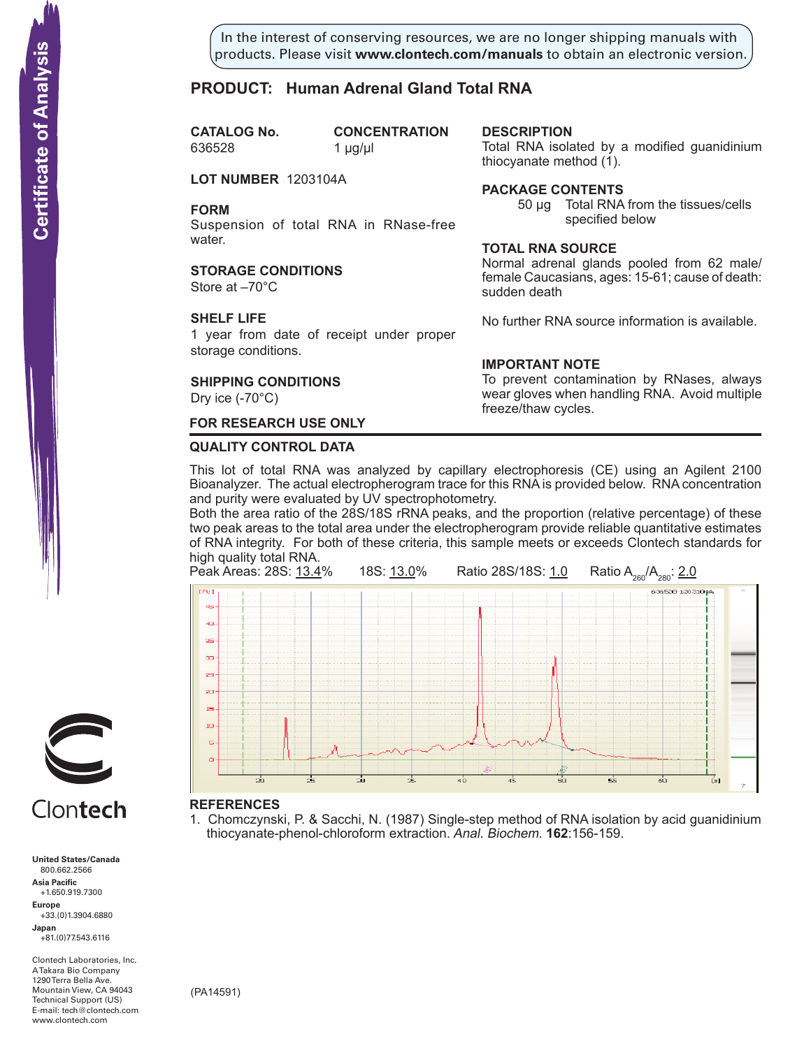In the interest of conserving resources, we are no longer shipping manuals with products. Please visit **www.clontech.com/manuals** to obtain an electronic version.

# PRODUCT: Human Adrenal Gland Total RNA

**Certificate of Analysis**

**CATALOG No.**
636528

**CONCENTRATION**
1 µg/µl

**LOT NUMBER** 1203104A

**FORM**
Suspension of total RNA in RNase-free water.

**STORAGE CONDITIONS**
Store at –70°C

**SHELF LIFE**
1 year from date of receipt under proper storage conditions.

**SHIPPING CONDITIONS**
Dry ice (-70°C)

**DESCRIPTION**
Total RNA isolated by a modified guanidinium thiocyanate method (1).

**PACKAGE CONTENTS**
50 µg Total RNA from the tissues/cells specified below

**TOTAL RNA SOURCE**
Normal adrenal glands pooled from 62 male/female Caucasians, ages: 15-61; cause of death: sudden death

No further RNA source information is available.

**IMPORTANT NOTE**
To prevent contamination by RNases, always wear gloves when handling RNA. Avoid multiple freeze/thaw cycles.

**FOR RESEARCH USE ONLY**

## QUALITY CONTROL DATA

This lot of total RNA was analyzed by capillary electrophoresis (CE) using an Agilent 2100 Bioanalyzer. The actual electropherogram trace for this RNA is provided below. RNA concentration and purity were evaluated by UV spectrophotometry.
Both the area ratio of the 28S/18S rRNA peaks, and the proportion (relative percentage) of these two peak areas to the total area under the electropherogram provide reliable quantitative estimates of RNA integrity. For both of these criteria, this sample meets or exceeds Clontech standards for high quality total RNA.

Peak Areas: 28S: 13.4% 18S: 13.0% Ratio 28S/18S: 1.0 Ratio $A_{260}/A_{280}$: 2.0

## REFERENCES

1. Chomczynski, P. & Sacchi, N. (1987) Single-step method of RNA isolation by acid guanidinium thiocyanate-phenol-chloroform extraction. *Anal. Biochem*. **162**:156-159.

(PA14591)

Clontech

**United States/Canada**
800.662.2566
**Asia Pacific**
+1.650.919.7300
**Europe**
+33.(0)1.3904.6880
**Japan**
+81.(0)77.543.6116

Clontech Laboratories, Inc.
A Takara Bio Company
1290 Terra Bella Ave.
Mountain View, CA 94043
Technical Support (US)
E-mail: tech@clontech.com
www.clontech.com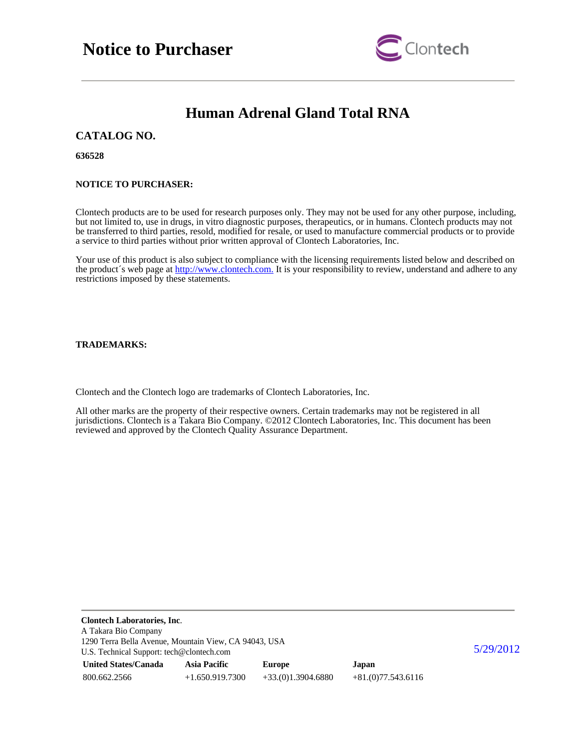# Notice to Purchaser

Clontech

## Human Adrenal Gland Total RNA

### CATALOG NO.

**636528**

**NOTICE TO PURCHASER:**

Clontech products are to be used for research purposes only. They may not be used for any other purpose, including, but not limited to, use in drugs, in vitro diagnostic purposes, therapeutics, or in humans. Clontech products may not be transferred to third parties, resold, modified for resale, or used to manufacture commercial products or to provide a service to third parties without prior written approval of Clontech Laboratories, Inc.

Your use of this product is also subject to compliance with the licensing requirements listed below and described on the product´s web page at http://www.clontech.com. It is your responsibility to review, understand and adhere to any restrictions imposed by these statements.

**TRADEMARKS:**

Clontech and the Clontech logo are trademarks of Clontech Laboratories, Inc.

All other marks are the property of their respective owners. Certain trademarks may not be registered in all jurisdictions. Clontech is a Takara Bio Company. ©2012 Clontech Laboratories, Inc. This document has been reviewed and approved by the Clontech Quality Assurance Department.

**Clontech Laboratories, Inc.**
A Takara Bio Company
1290 Terra Bella Avenue, Mountain View, CA 94043, USA
U.S. Technical Support: tech@clontech.com

| United States/Canada | Asia Pacific | Europe | Japan |
|---|---|---|---|
| 800.662.2566 | +1.650.919.7300 | +33.(0)1.3904.6880 | +81.(0)77.543.6116 |

5/29/2012